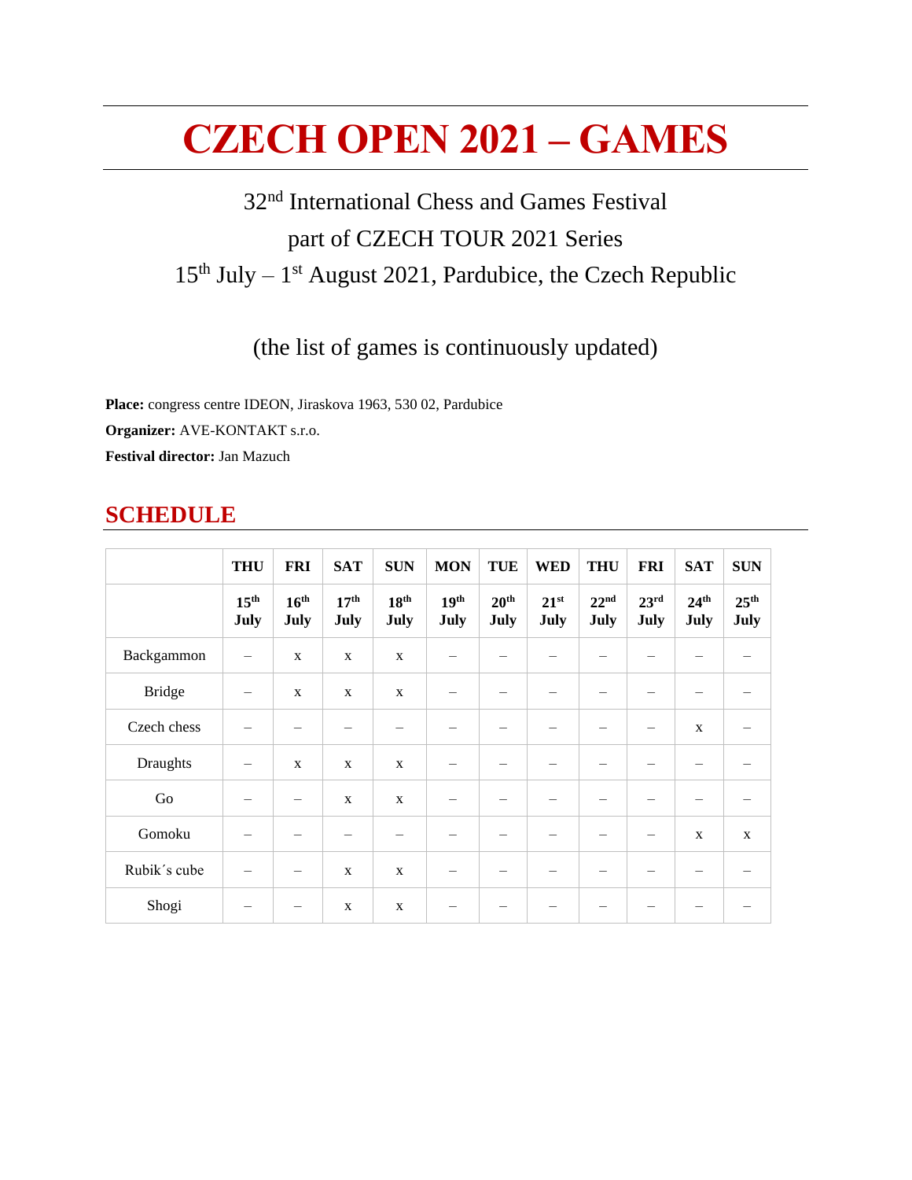# CZECH OPEN 2021 – GAMES

32nd International Chess and Games Festival

part of CZECH TOUR 2021 Series

15th July – 1st August 2021, Pardubice, the Czech Republic

(the list of games is continuously updated)

**Place:** congress centre IDEON, Jiraskova 1963, 530 02, Pardubice

**Organizer:** AVE-KONTAKT s.r.o.

**Festival director:** Jan Mazuch

## SCHEDULE

| | THU | FRI | SAT | SUN | MON | TUE | WED | THU | FRI | SAT | SUN |
|---|---|---|---|---|---|---|---|---|---|---|---|
| | 15th July | 16th July | 17th July | 18th July | 19th July | 20th July | 21st July | 22nd July | 23rd July | 24th July | 25th July |
| Backgammon | – | x | x | x | – | – | – | – | – | – | – |
| Bridge | – | x | x | x | – | – | – | – | – | – | – |
| Czech chess | – | – | – | – | – | – | – | – | – | x | – |
| Draughts | – | x | x | x | – | – | – | – | – | – | – |
| Go | – | – | x | x | – | – | – | – | – | – | – |
| Gomoku | – | – | – | – | – | – | – | – | – | x | x |
| Rubik´s cube | – | – | x | x | – | – | – | – | – | – | – |
| Shogi | – | – | x | x | – | – | – | – | – | – | – |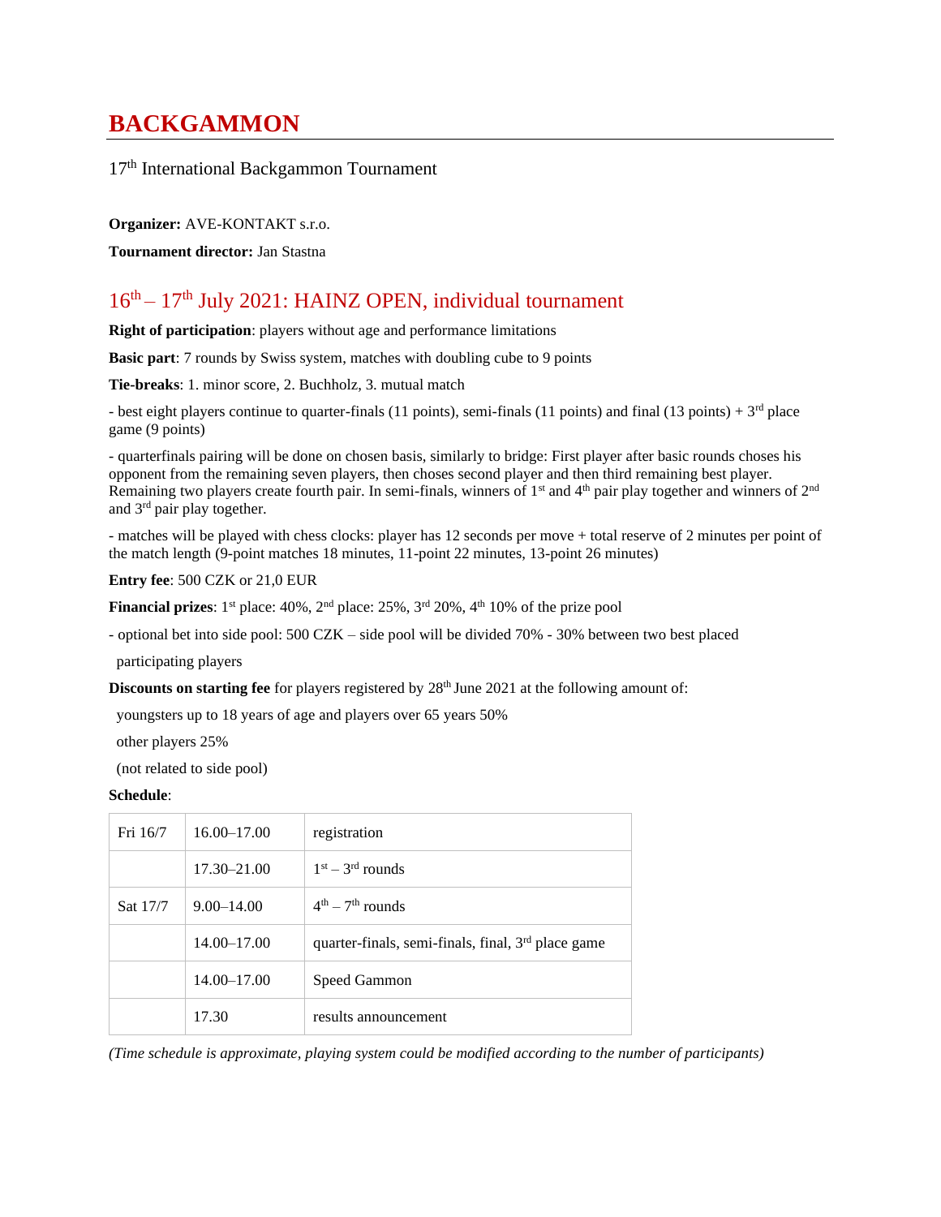# BACKGAMMON

17th International Backgammon Tournament

**Organizer:** AVE-KONTAKT s.r.o.

**Tournament director:** Jan Stastna

## 16th – 17th July 2021: HAINZ OPEN, individual tournament

**Right of participation**: players without age and performance limitations

**Basic part**: 7 rounds by Swiss system, matches with doubling cube to 9 points

**Tie-breaks**: 1. minor score, 2. Buchholz, 3. mutual match

- best eight players continue to quarter-finals (11 points), semi-finals (11 points) and final (13 points) + 3rd place game (9 points)

- quarterfinals pairing will be done on chosen basis, similarly to bridge: First player after basic rounds choses his opponent from the remaining seven players, then choses second player and then third remaining best player. Remaining two players create fourth pair. In semi-finals, winners of 1st and 4th pair play together and winners of 2nd and 3rd pair play together.

- matches will be played with chess clocks: player has 12 seconds per move + total reserve of 2 minutes per point of the match length (9-point matches 18 minutes, 11-point 22 minutes, 13-point 26 minutes)

**Entry fee**: 500 CZK or 21,0 EUR

**Financial prizes**: 1st place: 40%, 2nd place: 25%, 3rd 20%, 4th 10% of the prize pool

- optional bet into side pool: 500 CZK – side pool will be divided 70% - 30% between two best placed participating players

**Discounts on starting fee** for players registered by 28th June 2021 at the following amount of:

youngsters up to 18 years of age and players over 65 years 50%

other players 25%

(not related to side pool)

**Schedule**:

| Fri 16/7 | 16.00–17.00 | registration |
|---|---|---|
| | 17.30–21.00 | 1st – 3rd rounds |
| Sat 17/7 | 9.00–14.00 | 4th – 7th rounds |
| | 14.00–17.00 | quarter-finals, semi-finals, final, 3rd place game |
| | 14.00–17.00 | Speed Gammon |
| | 17.30 | results announcement |

*(Time schedule is approximate, playing system could be modified according to the number of participants)*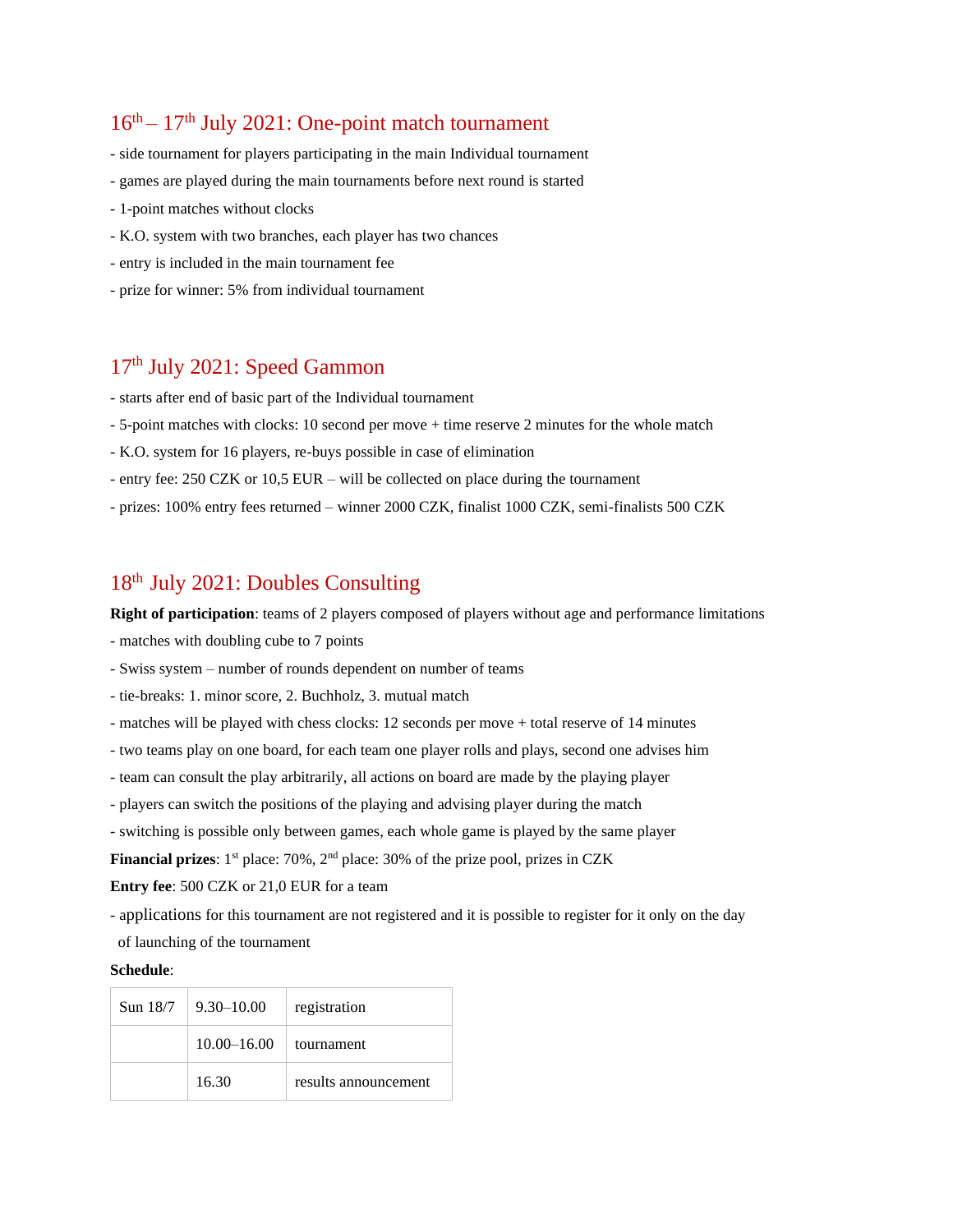## 16th – 17th July 2021: One-point match tournament

- side tournament for players participating in the main Individual tournament
- games are played during the main tournaments before next round is started
- 1-point matches without clocks
- K.O. system with two branches, each player has two chances
- entry is included in the main tournament fee
- prize for winner: 5% from individual tournament

## 17th July 2021: Speed Gammon

- starts after end of basic part of the Individual tournament
- 5-point matches with clocks: 10 second per move + time reserve 2 minutes for the whole match
- K.O. system for 16 players, re-buys possible in case of elimination
- entry fee: 250 CZK or 10,5 EUR – will be collected on place during the tournament
- prizes: 100% entry fees returned – winner 2000 CZK, finalist 1000 CZK, semi-finalists 500 CZK

## 18th July 2021: Doubles Consulting

**Right of participation**: teams of 2 players composed of players without age and performance limitations

- matches with doubling cube to 7 points
- Swiss system – number of rounds dependent on number of teams
- tie-breaks: 1. minor score, 2. Buchholz, 3. mutual match
- matches will be played with chess clocks: 12 seconds per move + total reserve of 14 minutes
- two teams play on one board, for each team one player rolls and plays, second one advises him
- team can consult the play arbitrarily, all actions on board are made by the playing player
- players can switch the positions of the playing and advising player during the match
- switching is possible only between games, each whole game is played by the same player

**Financial prizes**: 1st place: 70%, 2nd place: 30% of the prize pool, prizes in CZK

**Entry fee**: 500 CZK or 21,0 EUR for a team

- applications for this tournament are not registered and it is possible to register for it only on the day of launching of the tournament

**Schedule**:

| | | |
|---|---|---|
| Sun 18/7 | 9.30–10.00 | registration |
| | 10.00–16.00 | tournament |
| | 16.30 | results announcement |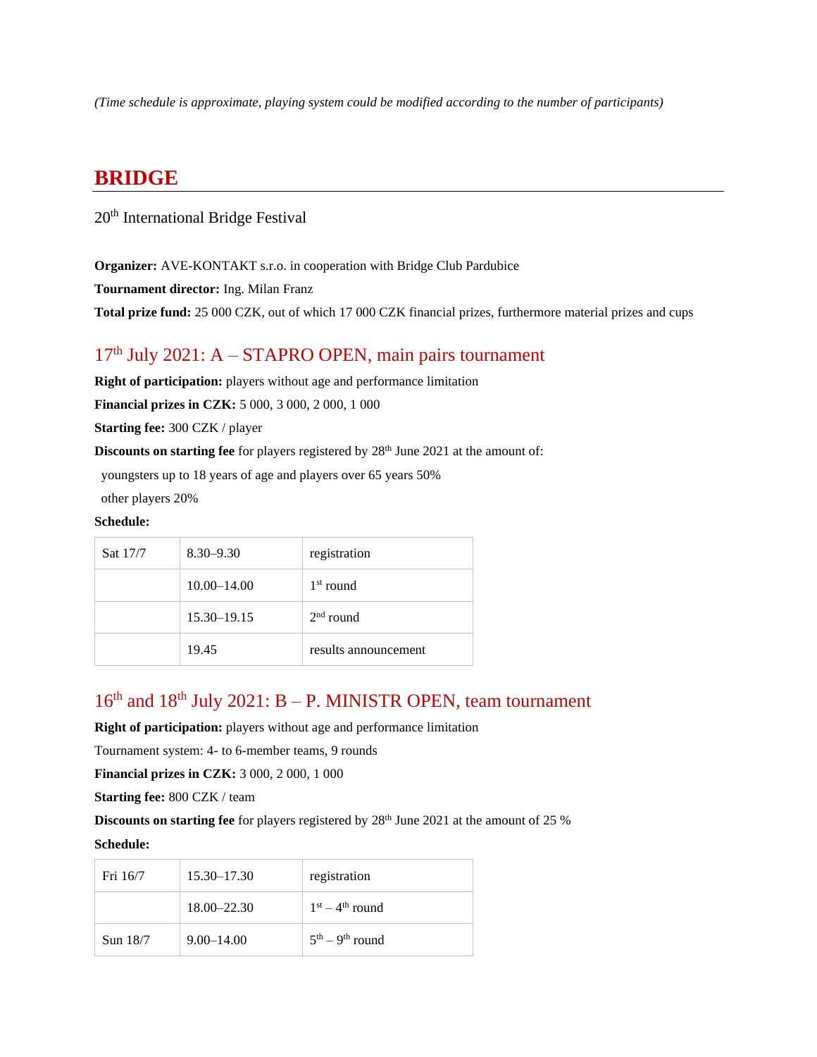*(Time schedule is approximate, playing system could be modified according to the number of participants)*

# BRIDGE

20th International Bridge Festival

**Organizer:** AVE-KONTAKT s.r.o. in cooperation with Bridge Club Pardubice

**Tournament director:** Ing. Milan Franz

**Total prize fund:** 25 000 CZK, out of which 17 000 CZK financial prizes, furthermore material prizes and cups

## 17th July 2021: A – STAPRO OPEN, main pairs tournament

**Right of participation:** players without age and performance limitation

**Financial prizes in CZK:** 5 000, 3 000, 2 000, 1 000

**Starting fee:** 300 CZK / player

**Discounts on starting fee** for players registered by 28th June 2021 at the amount of:

youngsters up to 18 years of age and players over 65 years 50%

other players 20%

**Schedule:**

| Sat 17/7 | 8.30–9.30 | registration |
|---|---|---|
| | 10.00–14.00 | 1st round |
| | 15.30–19.15 | 2nd round |
| | 19.45 | results announcement |

## 16th and 18th July 2021: B – P. MINISTR OPEN, team tournament

**Right of participation:** players without age and performance limitation

Tournament system: 4- to 6-member teams, 9 rounds

**Financial prizes in CZK:** 3 000, 2 000, 1 000

**Starting fee:** 800 CZK / team

**Discounts on starting fee** for players registered by 28th June 2021 at the amount of 25 %

**Schedule:**

| Fri 16/7 | 15.30–17.30 | registration |
|---|---|---|
| | 18.00–22.30 | 1st – 4th round |
| Sun 18/7 | 9.00–14.00 | 5th – 9th round |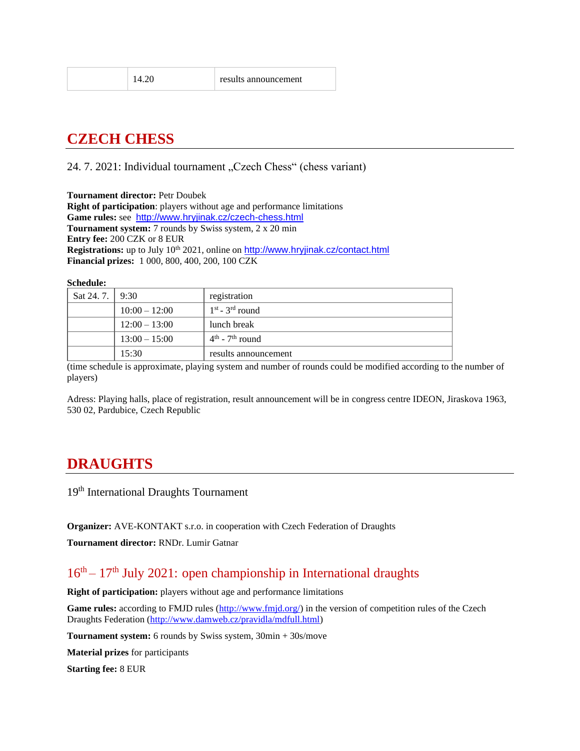| | 14.20 | results announcement |
|---|---|---|

## CZECH CHESS

24. 7. 2021: Individual tournament „Czech Chess“ (chess variant)

**Tournament director:** Petr Doubek
**Right of participation**: players without age and performance limitations
**Game rules:** see [http://www.hryjinak.cz/czech-chess.html](http://www.hryjinak.cz/czech-chess.html)
**Tournament system:** 7 rounds by Swiss system, 2 x 20 min
**Entry fee:** 200 CZK or 8 EUR
**Registrations:** up to July 10th 2021, online on [http://www.hryjinak.cz/contact.html](http://www.hryjinak.cz/contact.html)
**Financial prizes:** 1 000, 800, 400, 200, 100 CZK

**Schedule:**

| Sat 24. 7. | 9:30 | registration |
|---|---|---|
| | 10:00 – 12:00 | 1st - 3rd round |
| | 12:00 – 13:00 | lunch break |
| | 13:00 – 15:00 | 4th - 7th round |
| | 15:30 | results announcement |

(time schedule is approximate, playing system and number of rounds could be modified according to the number of players)

Adress: Playing halls, place of registration, result announcement will be in congress centre IDEON, Jiraskova 1963, 530 02, Pardubice, Czech Republic

## DRAUGHTS

19th International Draughts Tournament

**Organizer:** AVE-KONTAKT s.r.o. in cooperation with Czech Federation of Draughts

**Tournament director:** RNDr. Lumir Gatnar

### 16th – 17th July 2021: open championship in International draughts

**Right of participation:** players without age and performance limitations

**Game rules:** according to FMJD rules ([http://www.fmjd.org/](http://www.fmjd.org/)) in the version of competition rules of the Czech Draughts Federation ([http://www.damweb.cz/pravidla/mdfull.html](http://www.damweb.cz/pravidla/mdfull.html))

**Tournament system:** 6 rounds by Swiss system, 30min + 30s/move

**Material prizes** for participants

**Starting fee:** 8 EUR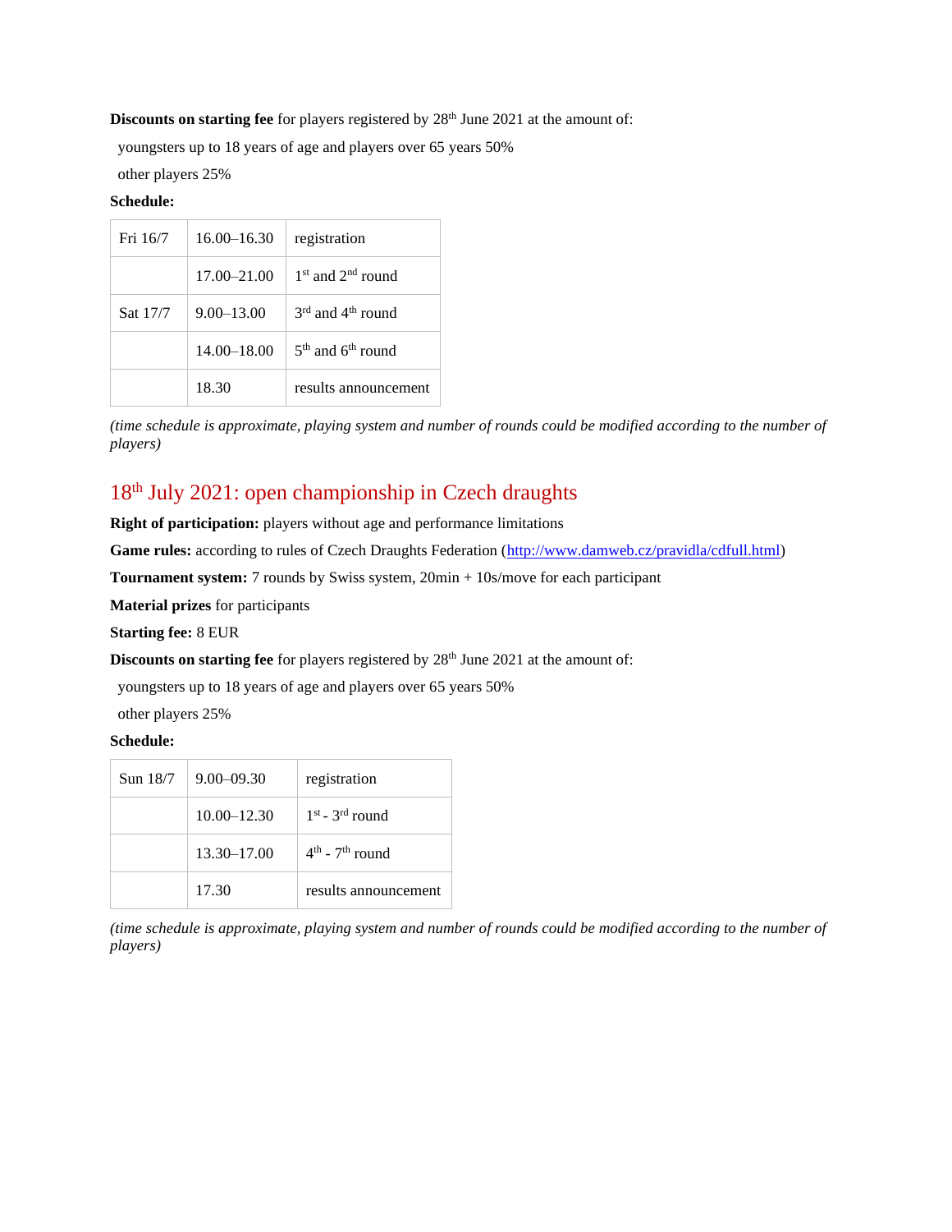**Discounts on starting fee** for players registered by 28th June 2021 at the amount of:

youngsters up to 18 years of age and players over 65 years 50%

other players 25%

**Schedule:**

| Fri 16/7 | 16.00–16.30 | registration |
|---|---|---|
| | 17.00–21.00 | 1st and 2nd round |
| Sat 17/7 | 9.00–13.00 | 3rd and 4th round |
| | 14.00–18.00 | 5th and 6th round |
| | 18.30 | results announcement |

*(time schedule is approximate, playing system and number of rounds could be modified according to the number of players)*

## 18th July 2021: open championship in Czech draughts

**Right of participation:** players without age and performance limitations

**Game rules:** according to rules of Czech Draughts Federation (http://www.damweb.cz/pravidla/cdfull.html)

**Tournament system:** 7 rounds by Swiss system, 20min + 10s/move for each participant

**Material prizes** for participants

**Starting fee:** 8 EUR

**Discounts on starting fee** for players registered by 28th June 2021 at the amount of:

youngsters up to 18 years of age and players over 65 years 50%

other players 25%

**Schedule:**

| Sun 18/7 | 9.00–09.30 | registration |
|---|---|---|
| | 10.00–12.30 | 1st - 3rd round |
| | 13.30–17.00 | 4th - 7th round |
| | 17.30 | results announcement |

*(time schedule is approximate, playing system and number of rounds could be modified according to the number of players)*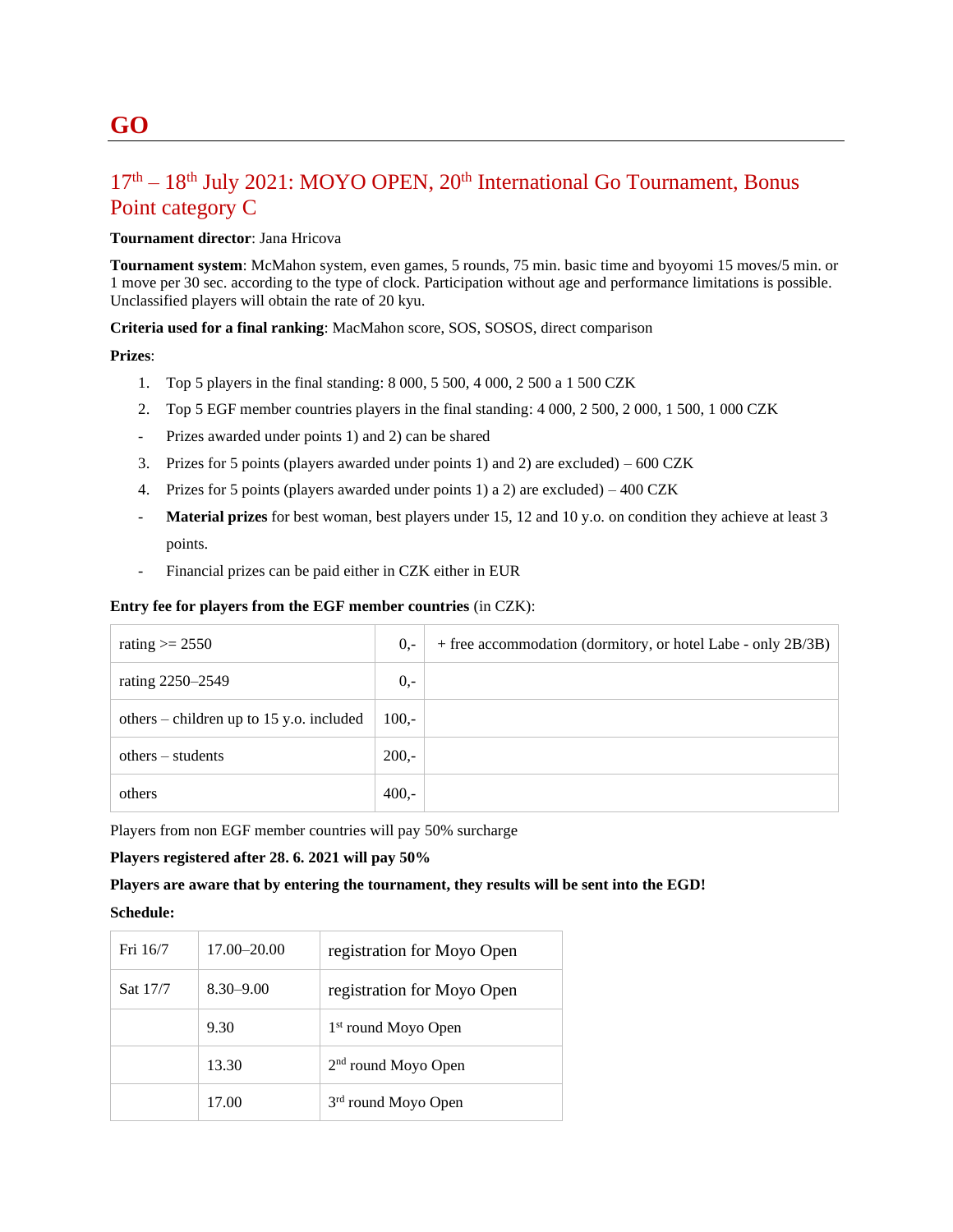# GO

## 17th – 18th July 2021: MOYO OPEN, 20th International Go Tournament, Bonus Point category C

**Tournament director**: Jana Hricova

**Tournament system**: McMahon system, even games, 5 rounds, 75 min. basic time and byoyomi 15 moves/5 min. or 1 move per 30 sec. according to the type of clock. Participation without age and performance limitations is possible. Unclassified players will obtain the rate of 20 kyu.

**Criteria used for a final ranking**: MacMahon score, SOS, SOSOS, direct comparison

**Prizes**:

1. Top 5 players in the final standing: 8 000, 5 500, 4 000, 2 500 a 1 500 CZK
2. Top 5 EGF member countries players in the final standing: 4 000, 2 500, 2 000, 1 500, 1 000 CZK

- Prizes awarded under points 1) and 2) can be shared

3. Prizes for 5 points (players awarded under points 1) and 2) are excluded) – 600 CZK
4. Prizes for 5 points (players awarded under points 1) a 2) are excluded) – 400 CZK

- **Material prizes** for best woman, best players under 15, 12 and 10 y.o. on condition they achieve at least 3 points.
- Financial prizes can be paid either in CZK either in EUR

**Entry fee for players from the EGF member countries** (in CZK):

| | | |
|---|---|---|
| rating >= 2550 | 0,- | + free accommodation (dormitory, or hotel Labe - only 2B/3B) |
| rating 2250–2549 | 0,- | |
| others – children up to 15 y.o. included | 100,- | |
| others – students | 200,- | |
| others | 400,- | |

Players from non EGF member countries will pay 50% surcharge

**Players registered after 28. 6. 2021 will pay 50%**

**Players are aware that by entering the tournament, they results will be sent into the EGD!**

**Schedule:**

| | | |
|---|---|---|
| Fri 16/7 | 17.00–20.00 | registration for Moyo Open |
| Sat 17/7 | 8.30–9.00 | registration for Moyo Open |
| | 9.30 | 1st round Moyo Open |
| | 13.30 | 2nd round Moyo Open |
| | 17.00 | 3rd round Moyo Open |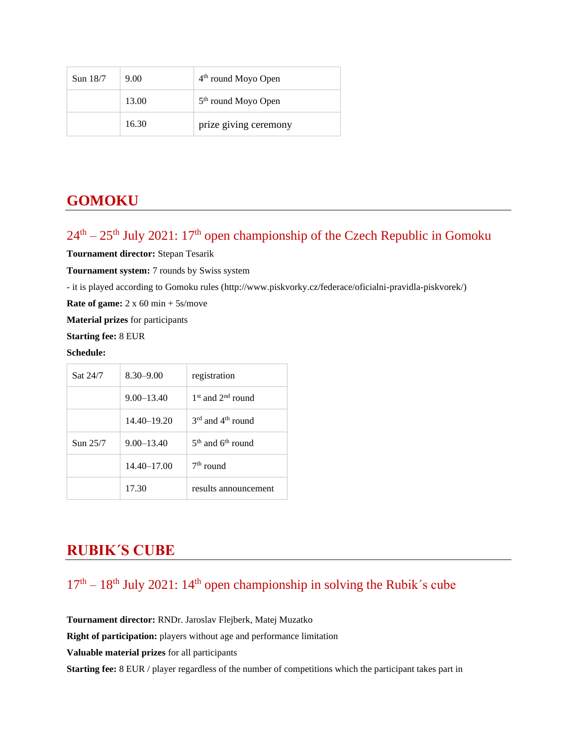| Sun 18/7 | 9.00 | 4th round Moyo Open |
|---|---|---|
| | 13.00 | 5th round Moyo Open |
| | 16.30 | prize giving ceremony |

## GOMOKU

### 24th – 25th July 2021: 17th open championship of the Czech Republic in Gomoku

**Tournament director:** Stepan Tesarik

**Tournament system:** 7 rounds by Swiss system

- it is played according to Gomoku rules (http://www.piskvorky.cz/federace/oficialni-pravidla-piskvorek/)

**Rate of game:** 2 x 60 min + 5s/move

**Material prizes** for participants

**Starting fee:** 8 EUR

**Schedule:**

| Sat 24/7 | 8.30–9.00 | registration |
|---|---|---|
| | 9.00–13.40 | 1st and 2nd round |
| | 14.40–19.20 | 3rd and 4th round |
| Sun 25/7 | 9.00–13.40 | 5th and 6th round |
| | 14.40–17.00 | 7th round |
| | 17.30 | results announcement |

## RUBIK´S CUBE

### 17th – 18th July 2021: 14th open championship in solving the Rubik´s cube

**Tournament director:** RNDr. Jaroslav Flejberk, Matej Muzatko

**Right of participation:** players without age and performance limitation

**Valuable material prizes** for all participants

**Starting fee:** 8 EUR / player regardless of the number of competitions which the participant takes part in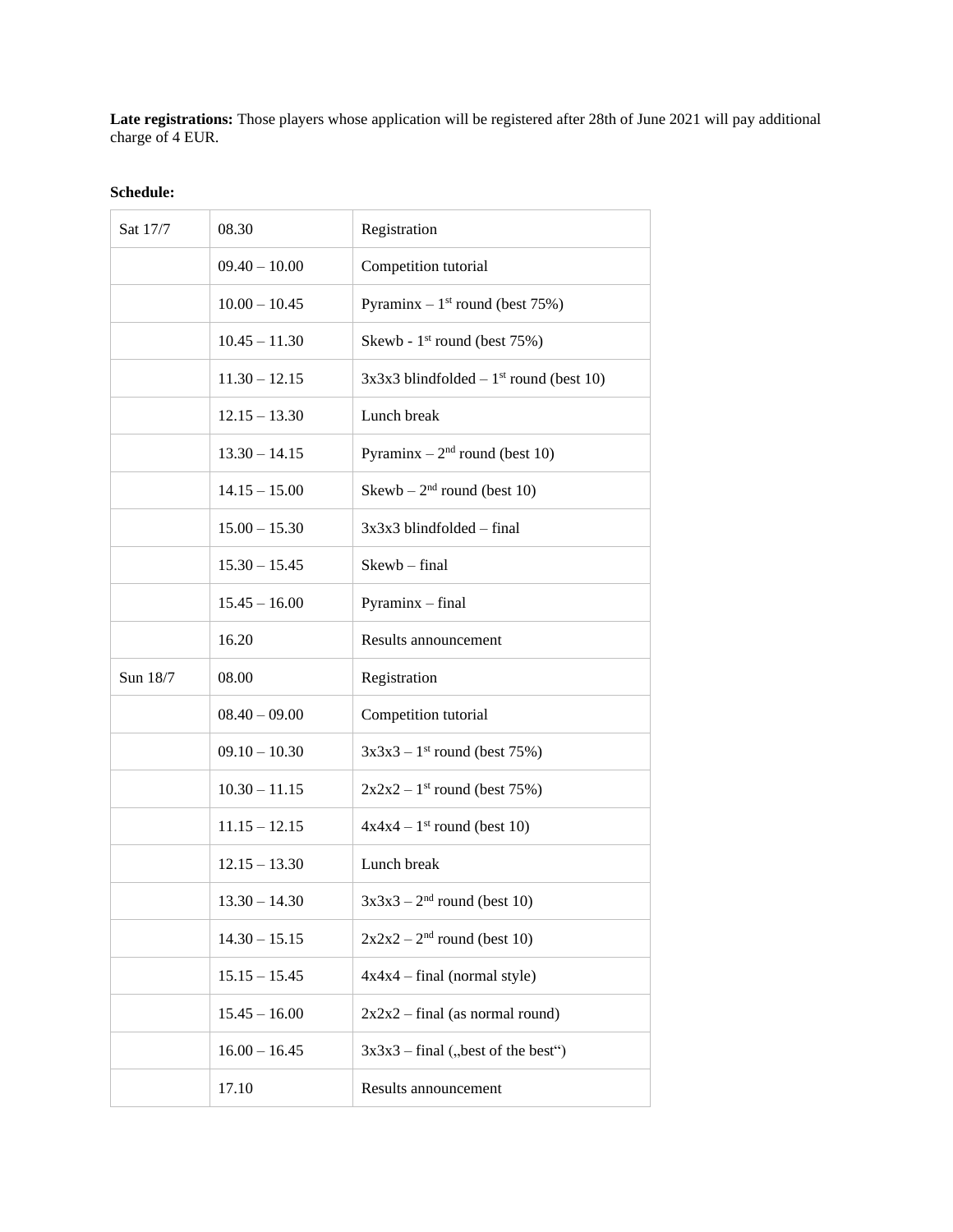**Late registrations:** Those players whose application will be registered after 28th of June 2021 will pay additional charge of 4 EUR.

**Schedule:**

| Sat 17/7 | 08.30 | Registration |
|---|---|---|
| | 09.40 – 10.00 | Competition tutorial |
| | 10.00 – 10.45 | Pyraminx – 1st round (best 75%) |
| | 10.45 – 11.30 | Skewb - 1st round (best 75%) |
| | 11.30 – 12.15 | 3x3x3 blindfolded – 1st round (best 10) |
| | 12.15 – 13.30 | Lunch break |
| | 13.30 – 14.15 | Pyraminx – 2nd round (best 10) |
| | 14.15 – 15.00 | Skewb – 2nd round (best 10) |
| | 15.00 – 15.30 | 3x3x3 blindfolded – final |
| | 15.30 – 15.45 | Skewb – final |
| | 15.45 – 16.00 | Pyraminx – final |
| | 16.20 | Results announcement |
| Sun 18/7 | 08.00 | Registration |
| | 08.40 – 09.00 | Competition tutorial |
| | 09.10 – 10.30 | 3x3x3 – 1st round (best 75%) |
| | 10.30 – 11.15 | 2x2x2 – 1st round (best 75%) |
| | 11.15 – 12.15 | 4x4x4 – 1st round (best 10) |
| | 12.15 – 13.30 | Lunch break |
| | 13.30 – 14.30 | 3x3x3 – 2nd round (best 10) |
| | 14.30 – 15.15 | 2x2x2 – 2nd round (best 10) |
| | 15.15 – 15.45 | 4x4x4 – final (normal style) |
| | 15.45 – 16.00 | 2x2x2 – final (as normal round) |
| | 16.00 – 16.45 | 3x3x3 – final („best of the best“) |
| | 17.10 | Results announcement |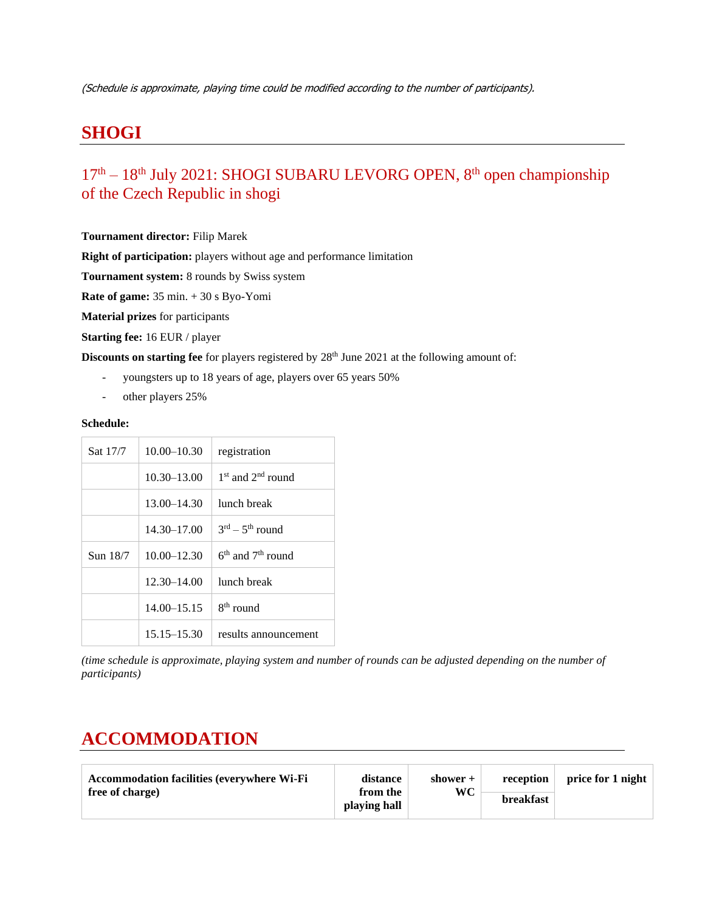*(Schedule is approximate, playing time could be modified according to the number of participants).*

# SHOGI

## 17th – 18th July 2021: SHOGI SUBARU LEVORG OPEN, 8th open championship of the Czech Republic in shogi

**Tournament director:** Filip Marek

**Right of participation:** players without age and performance limitation

**Tournament system:** 8 rounds by Swiss system

**Rate of game:** 35 min. + 30 s Byo-Yomi

**Material prizes** for participants

**Starting fee:** 16 EUR / player

**Discounts on starting fee** for players registered by 28th June 2021 at the following amount of:

- youngsters up to 18 years of age, players over 65 years 50%
- other players 25%

**Schedule:**

| | | |
|---|---|---|
| Sat 17/7 | 10.00–10.30 | registration |
| | 10.30–13.00 | 1st and 2nd round |
| | 13.00–14.30 | lunch break |
| | 14.30–17.00 | 3rd – 5th round |
| Sun 18/7 | 10.00–12.30 | 6th and 7th round |
| | 12.30–14.00 | lunch break |
| | 14.00–15.15 | 8th round |
| | 15.15–15.30 | results announcement |

*(time schedule is approximate, playing system and number of rounds can be adjusted depending on the number of participants)*

# ACCOMMODATION

| Accommodation facilities (everywhere Wi-Fi free of charge) | distance from the playing hall | shower + WC | reception / breakfast | price for 1 night |
|---|---|---|---|---|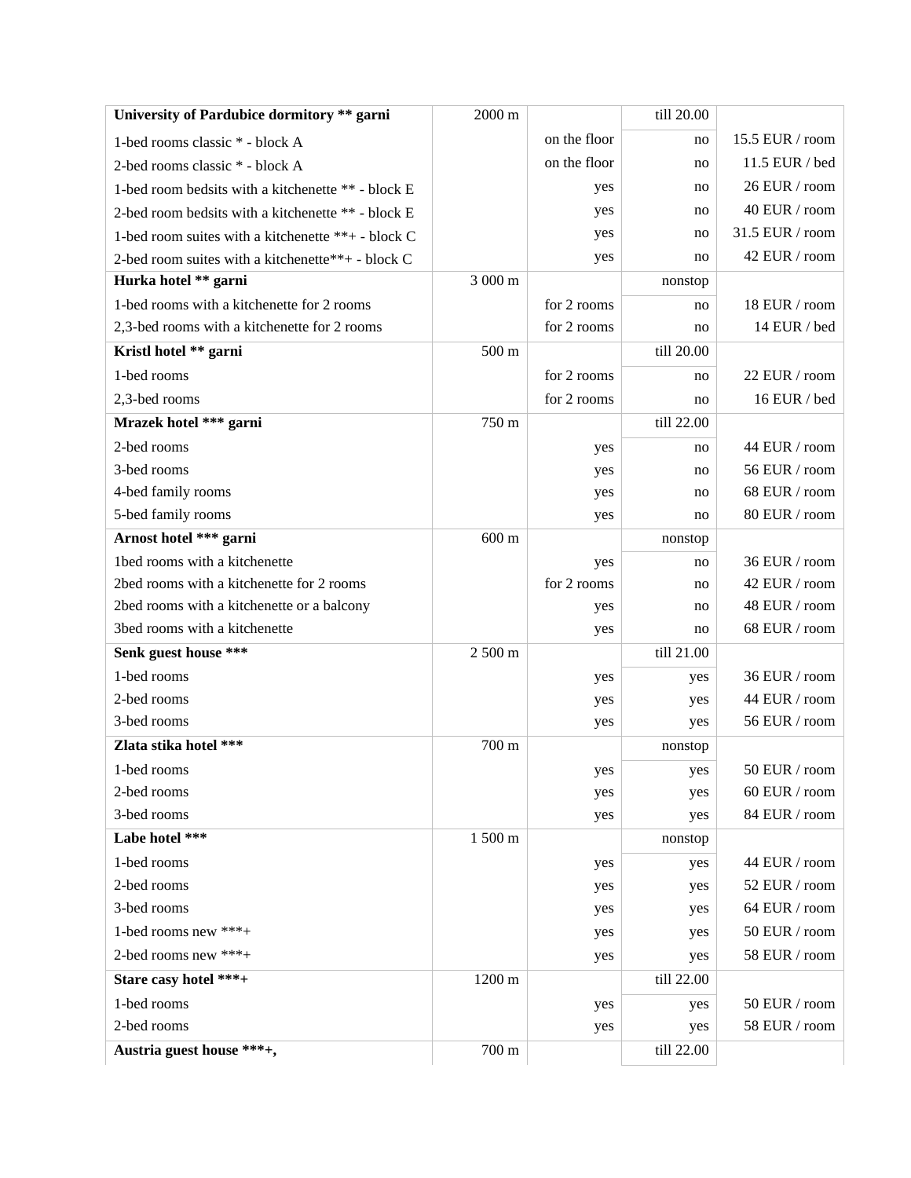| | | | | |
|---|---|---|---|---|
| **University of Pardubice dormitory ** garni** | 2000 m | | till 20.00 | |
| 1-bed rooms classic * - block A | | on the floor | no | 15.5 EUR / room |
| 2-bed rooms classic * - block A | | on the floor | no | 11.5 EUR / bed |
| 1-bed room bedsits with a kitchenette ** - block E | | yes | no | 26 EUR / room |
| 2-bed room bedsits with a kitchenette ** - block E | | yes | no | 40 EUR / room |
| 1-bed room suites with a kitchenette **+ - block C | | yes | no | 31.5 EUR / room |
| 2-bed room suites with a kitchenette**+ - block C | | yes | no | 42 EUR / room |
| **Hurka hotel ** garni** | 3 000 m | | nonstop | |
| 1-bed rooms with a kitchenette for 2 rooms | | for 2 rooms | no | 18 EUR / room |
| 2,3-bed rooms with a kitchenette for 2 rooms | | for 2 rooms | no | 14 EUR / bed |
| **Kristl hotel ** garni** | 500 m | | till 20.00 | |
| 1-bed rooms | | for 2 rooms | no | 22 EUR / room |
| 2,3-bed rooms | | for 2 rooms | no | 16 EUR / bed |
| **Mrazek hotel *** garni** | 750 m | | till 22.00 | |
| 2-bed rooms | | yes | no | 44 EUR / room |
| 3-bed rooms | | yes | no | 56 EUR / room |
| 4-bed family rooms | | yes | no | 68 EUR / room |
| 5-bed family rooms | | yes | no | 80 EUR / room |
| **Arnost hotel *** garni** | 600 m | | nonstop | |
| 1bed rooms with a kitchenette | | yes | no | 36 EUR / room |
| 2bed rooms with a kitchenette for 2 rooms | | for 2 rooms | no | 42 EUR / room |
| 2bed rooms with a kitchenette or a balcony | | yes | no | 48 EUR / room |
| 3bed rooms with a kitchenette | | yes | no | 68 EUR / room |
| **Senk guest house *** ** | 2 500 m | | till 21.00 | |
| 1-bed rooms | | yes | yes | 36 EUR / room |
| 2-bed rooms | | yes | yes | 44 EUR / room |
| 3-bed rooms | | yes | yes | 56 EUR / room |
| **Zlata stika hotel *** ** | 700 m | | nonstop | |
| 1-bed rooms | | yes | yes | 50 EUR / room |
| 2-bed rooms | | yes | yes | 60 EUR / room |
| 3-bed rooms | | yes | yes | 84 EUR / room |
| **Labe hotel *** ** | 1 500 m | | nonstop | |
| 1-bed rooms | | yes | yes | 44 EUR / room |
| 2-bed rooms | | yes | yes | 52 EUR / room |
| 3-bed rooms | | yes | yes | 64 EUR / room |
| 1-bed rooms new ***+ | | yes | yes | 50 EUR / room |
| 2-bed rooms new ***+ | | yes | yes | 58 EUR / room |
| **Stare casy hotel ***+** | 1200 m | | till 22.00 | |
| 1-bed rooms | | yes | yes | 50 EUR / room |
| 2-bed rooms | | yes | yes | 58 EUR / room |
| **Austria guest house ***+,** | 700 m | | till 22.00 | |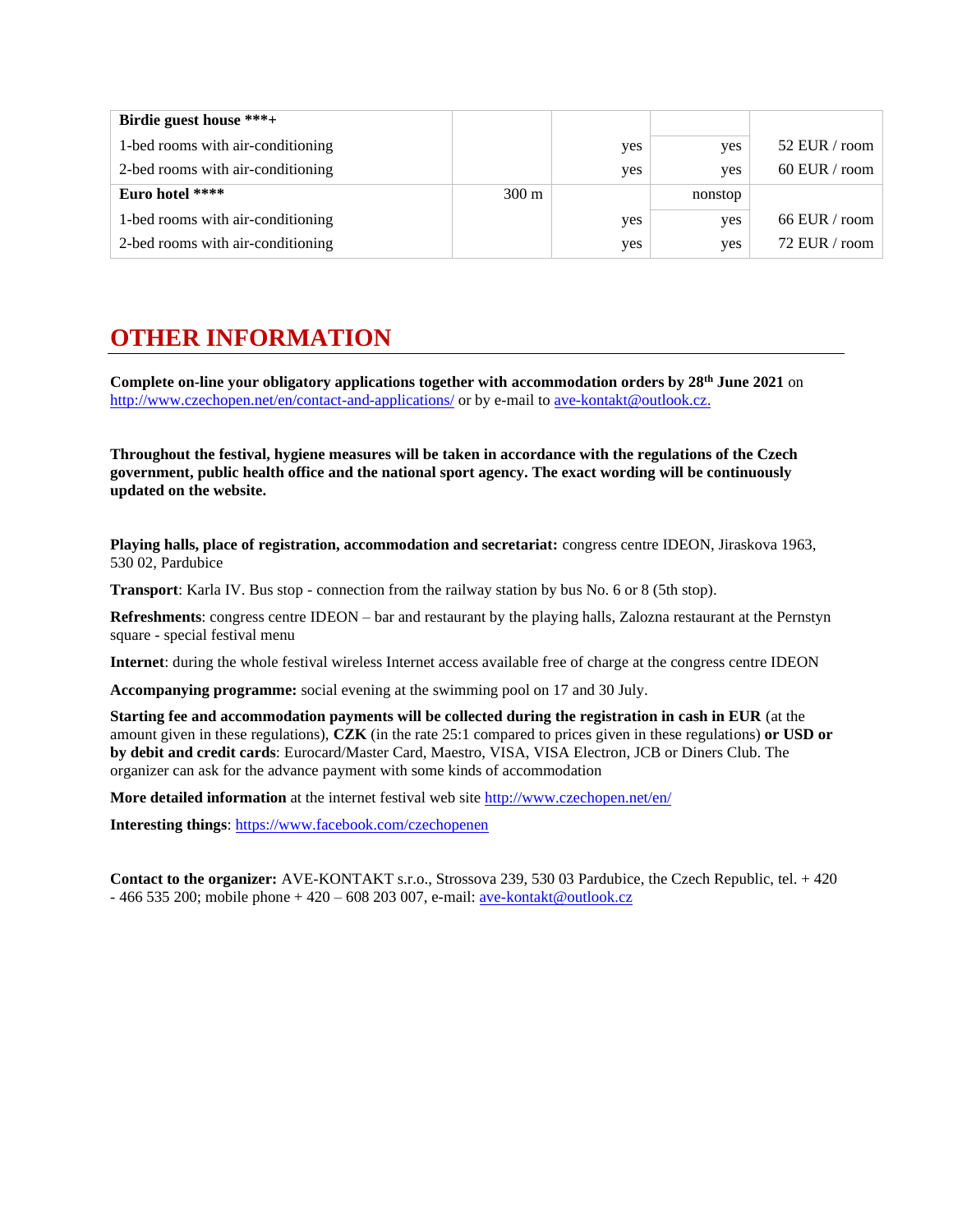| | | | | |
|---|---|---|---|---|
| **Birdie guest house \*\*\*+** | | | | |
| 1-bed rooms with air-conditioning | | yes | yes | 52 EUR / room |
| 2-bed rooms with air-conditioning | | yes | yes | 60 EUR / room |
| **Euro hotel \*\*\*\*** | 300 m | | nonstop | |
| 1-bed rooms with air-conditioning | | yes | yes | 66 EUR / room |
| 2-bed rooms with air-conditioning | | yes | yes | 72 EUR / room |

# OTHER INFORMATION

**Complete on-line your obligatory applications together with accommodation orders by 28th June 2021** on http://www.czechopen.net/en/contact-and-applications/ or by e-mail to ave-kontakt@outlook.cz.

**Throughout the festival, hygiene measures will be taken in accordance with the regulations of the Czech government, public health office and the national sport agency. The exact wording will be continuously updated on the website.**

**Playing halls, place of registration, accommodation and secretariat:** congress centre IDEON, Jiraskova 1963, 530 02, Pardubice

**Transport**: Karla IV. Bus stop - connection from the railway station by bus No. 6 or 8 (5th stop).

**Refreshments**: congress centre IDEON – bar and restaurant by the playing halls, Zalozna restaurant at the Pernstyn square - special festival menu

**Internet**: during the whole festival wireless Internet access available free of charge at the congress centre IDEON

**Accompanying programme:** social evening at the swimming pool on 17 and 30 July.

**Starting fee and accommodation payments will be collected during the registration in cash in EUR** (at the amount given in these regulations), **CZK** (in the rate 25:1 compared to prices given in these regulations) **or USD or by debit and credit cards**: Eurocard/Master Card, Maestro, VISA, VISA Electron, JCB or Diners Club. The organizer can ask for the advance payment with some kinds of accommodation

**More detailed information** at the internet festival web site http://www.czechopen.net/en/

**Interesting things**: https://www.facebook.com/czechopenen

**Contact to the organizer:** AVE-KONTAKT s.r.o., Strossova 239, 530 03 Pardubice, the Czech Republic, tel. + 420 - 466 535 200; mobile phone + 420 – 608 203 007, e-mail: ave-kontakt@outlook.cz